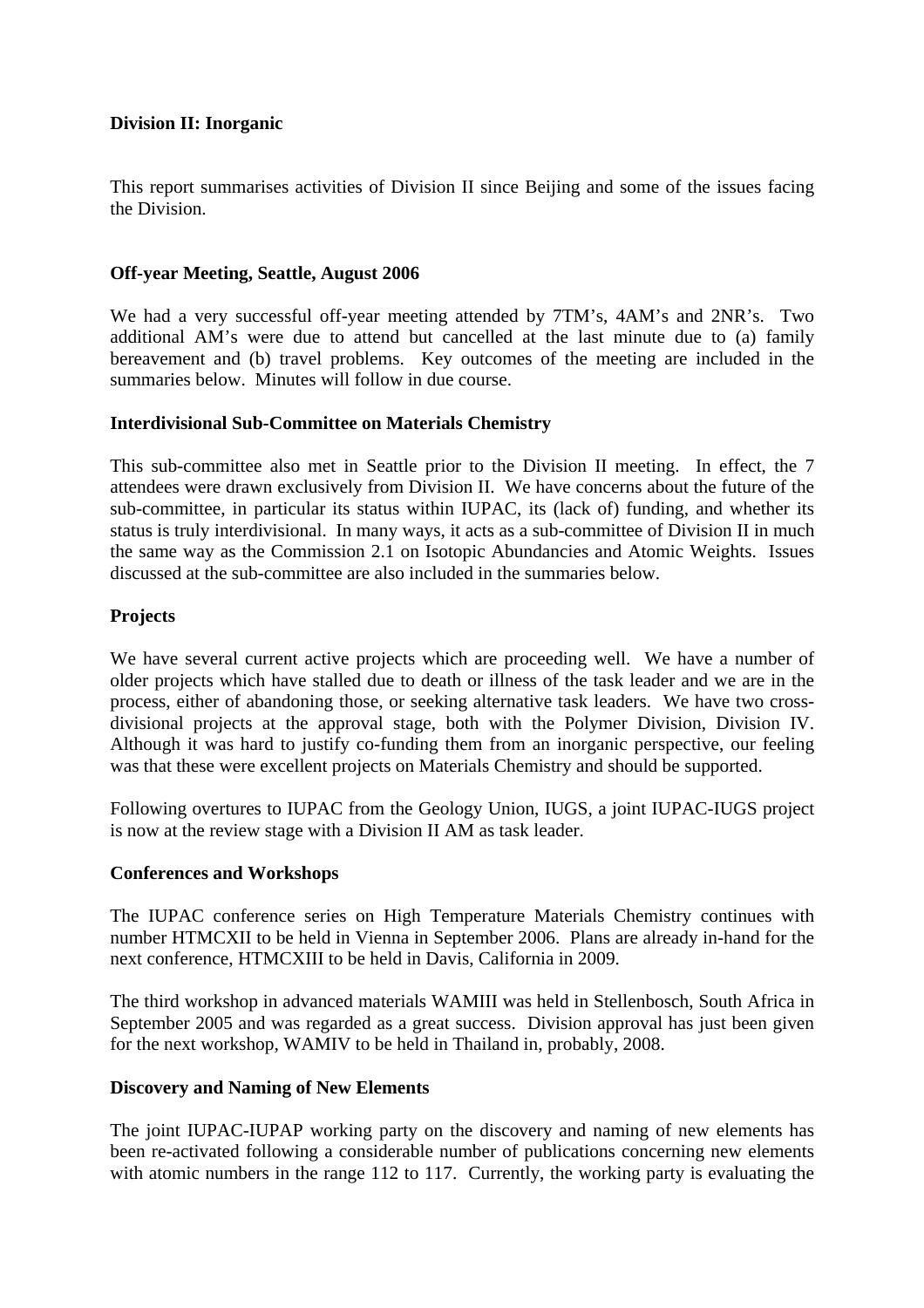**Division II: Inorganic**

This report summarises activities of Division II since Beijing and some of the issues facing the Division.

**Off-year Meeting, Seattle, August 2006**

We had a very successful off-year meeting attended by 7TM's, 4AM's and 2NR's. Two additional AM's were due to attend but cancelled at the last minute due to (a) family bereavement and (b) travel problems. Key outcomes of the meeting are included in the summaries below. Minutes will follow in due course.

**Interdivisional Sub-Committee on Materials Chemistry**

This sub-committee also met in Seattle prior to the Division II meeting. In effect, the 7 attendees were drawn exclusively from Division II. We have concerns about the future of the sub-committee, in particular its status within IUPAC, its (lack of) funding, and whether its status is truly interdivisional. In many ways, it acts as a sub-committee of Division II in much the same way as the Commission 2.1 on Isotopic Abundancies and Atomic Weights. Issues discussed at the sub-committee are also included in the summaries below.

**Projects**

We have several current active projects which are proceeding well. We have a number of older projects which have stalled due to death or illness of the task leader and we are in the process, either of abandoning those, or seeking alternative task leaders. We have two cross-divisional projects at the approval stage, both with the Polymer Division, Division IV. Although it was hard to justify co-funding them from an inorganic perspective, our feeling was that these were excellent projects on Materials Chemistry and should be supported.

Following overtures to IUPAC from the Geology Union, IUGS, a joint IUPAC-IUGS project is now at the review stage with a Division II AM as task leader.

**Conferences and Workshops**

The IUPAC conference series on High Temperature Materials Chemistry continues with number HTMCXII to be held in Vienna in September 2006. Plans are already in-hand for the next conference, HTMCXIII to be held in Davis, California in 2009.

The third workshop in advanced materials WAMIII was held in Stellenbosch, South Africa in September 2005 and was regarded as a great success. Division approval has just been given for the next workshop, WAMIV to be held in Thailand in, probably, 2008.

**Discovery and Naming of New Elements**

The joint IUPAC-IUPAP working party on the discovery and naming of new elements has been re-activated following a considerable number of publications concerning new elements with atomic numbers in the range 112 to 117. Currently, the working party is evaluating the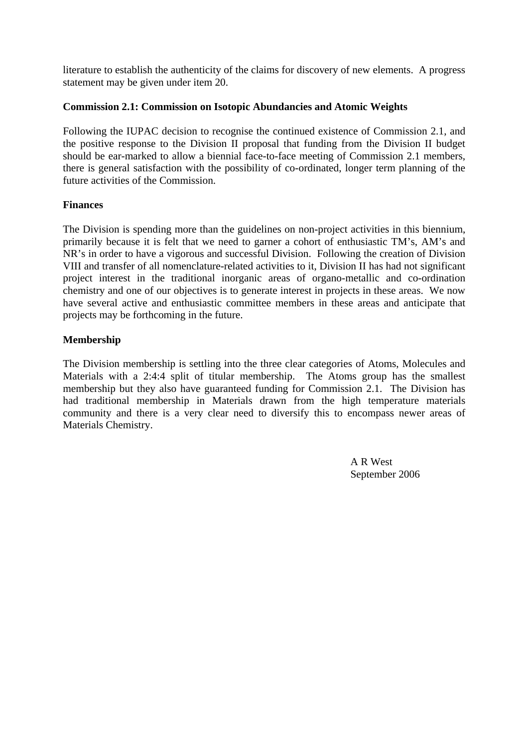literature to establish the authenticity of the claims for discovery of new elements. A progress statement may be given under item 20.

**Commission 2.1: Commission on Isotopic Abundancies and Atomic Weights**

Following the IUPAC decision to recognise the continued existence of Commission 2.1, and the positive response to the Division II proposal that funding from the Division II budget should be ear-marked to allow a biennial face-to-face meeting of Commission 2.1 members, there is general satisfaction with the possibility of co-ordinated, longer term planning of the future activities of the Commission.

**Finances**

The Division is spending more than the guidelines on non-project activities in this biennium, primarily because it is felt that we need to garner a cohort of enthusiastic TM's, AM's and NR's in order to have a vigorous and successful Division. Following the creation of Division VIII and transfer of all nomenclature-related activities to it, Division II has had not significant project interest in the traditional inorganic areas of organo-metallic and co-ordination chemistry and one of our objectives is to generate interest in projects in these areas. We now have several active and enthusiastic committee members in these areas and anticipate that projects may be forthcoming in the future.

**Membership**

The Division membership is settling into the three clear categories of Atoms, Molecules and Materials with a 2:4:4 split of titular membership. The Atoms group has the smallest membership but they also have guaranteed funding for Commission 2.1. The Division has had traditional membership in Materials drawn from the high temperature materials community and there is a very clear need to diversify this to encompass newer areas of Materials Chemistry.

A R West
September 2006